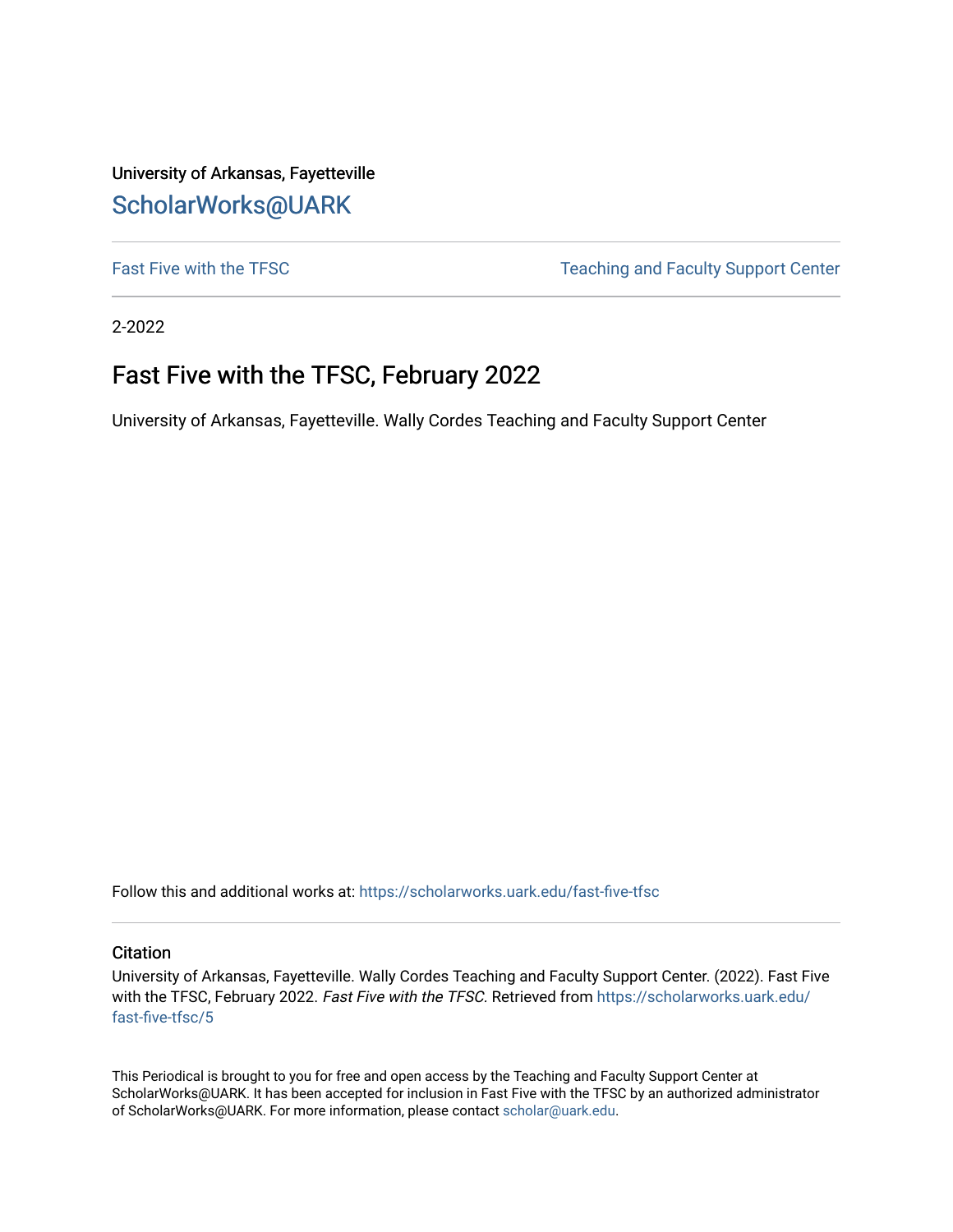University of Arkansas, Fayetteville

ScholarWorks@UARK

---

Fast Five with the TFSC | Teaching and Faculty Support Center

---

2-2022

# Fast Five with the TFSC, February 2022

University of Arkansas, Fayetteville. Wally Cordes Teaching and Faculty Support Center

Follow this and additional works at: https://scholarworks.uark.edu/fast-five-tfsc

---

## Citation

University of Arkansas, Fayetteville. Wally Cordes Teaching and Faculty Support Center. (2022). Fast Five with the TFSC, February 2022. *Fast Five with the TFSC.* Retrieved from https://scholarworks.uark.edu/fast-five-tfsc/5

This Periodical is brought to you for free and open access by the Teaching and Faculty Support Center at ScholarWorks@UARK. It has been accepted for inclusion in Fast Five with the TFSC by an authorized administrator of ScholarWorks@UARK. For more information, please contact scholar@uark.edu.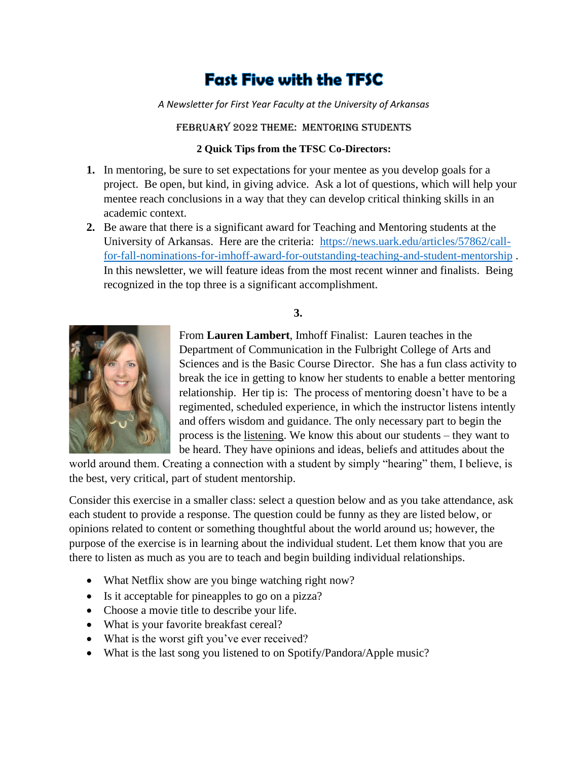# Fast Five with the TFSC

*A Newsletter for First Year Faculty at the University of Arkansas*

FEBRUARY 2022 THEME: MENTORING STUDENTS

**2 Quick Tips from the TFSC Co-Directors:**

1. In mentoring, be sure to set expectations for your mentee as you develop goals for a project. Be open, but kind, in giving advice. Ask a lot of questions, which will help your mentee reach conclusions in a way that they can develop critical thinking skills in an academic context.
2. Be aware that there is a significant award for Teaching and Mentoring students at the University of Arkansas. Here are the criteria: https://news.uark.edu/articles/57862/call-for-fall-nominations-for-imhoff-award-for-outstanding-teaching-and-student-mentorship . In this newsletter, we will feature ideas from the most recent winner and finalists. Being recognized in the top three is a significant accomplishment.

**3.**

From **Lauren Lambert**, Imhoff Finalist: Lauren teaches in the Department of Communication in the Fulbright College of Arts and Sciences and is the Basic Course Director. She has a fun class activity to break the ice in getting to know her students to enable a better mentoring relationship. Her tip is: The process of mentoring doesn't have to be a regimented, scheduled experience, in which the instructor listens intently and offers wisdom and guidance. The only necessary part to begin the process is the listening. We know this about our students – they want to be heard. They have opinions and ideas, beliefs and attitudes about the world around them. Creating a connection with a student by simply "hearing" them, I believe, is the best, very critical, part of student mentorship.

Consider this exercise in a smaller class: select a question below and as you take attendance, ask each student to provide a response. The question could be funny as they are listed below, or opinions related to content or something thoughtful about the world around us; however, the purpose of the exercise is in learning about the individual student. Let them know that you are there to listen as much as you are to teach and begin building individual relationships.

- What Netflix show are you binge watching right now?
- Is it acceptable for pineapples to go on a pizza?
- Choose a movie title to describe your life.
- What is your favorite breakfast cereal?
- What is the worst gift you've ever received?
- What is the last song you listened to on Spotify/Pandora/Apple music?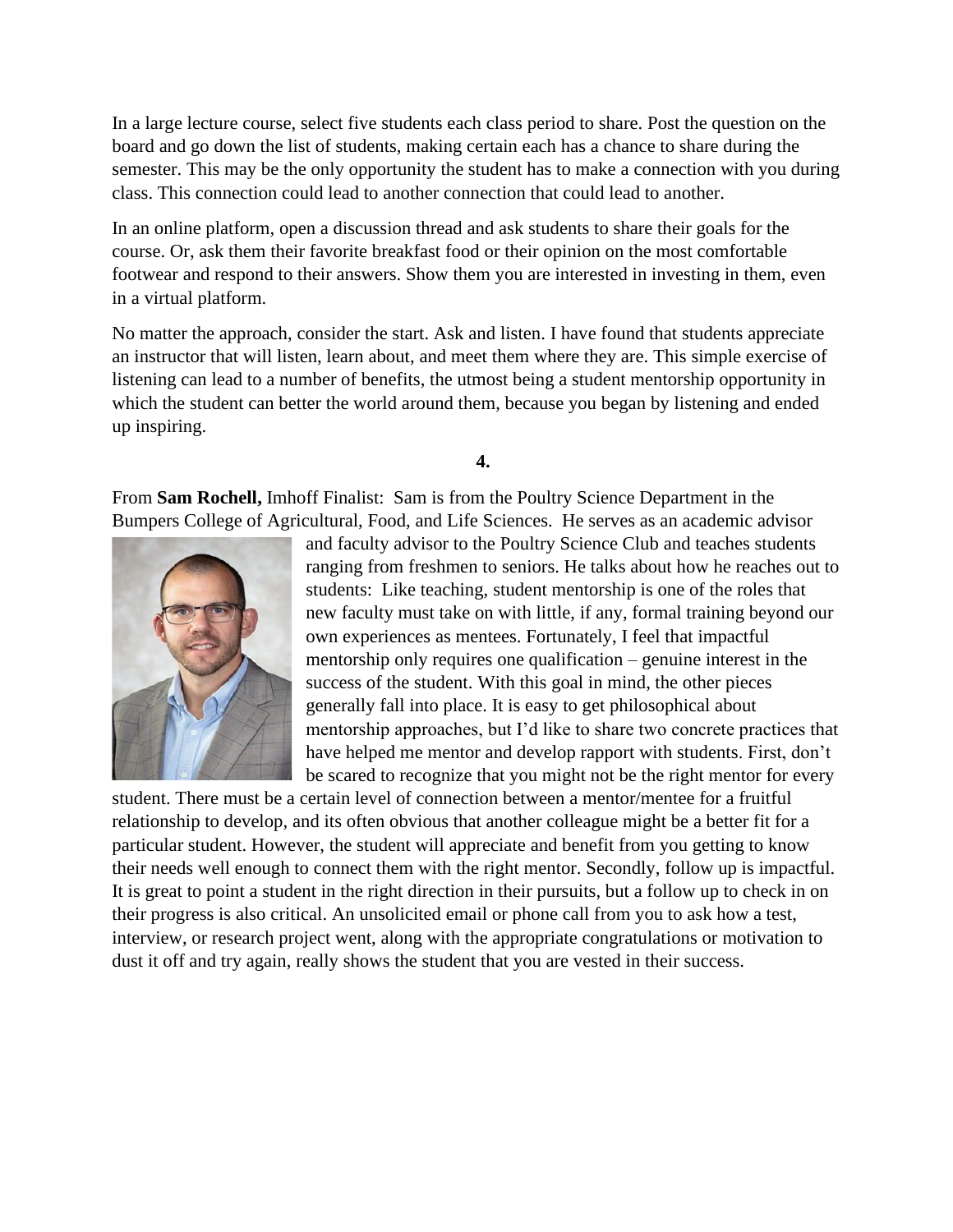In a large lecture course, select five students each class period to share. Post the question on the board and go down the list of students, making certain each has a chance to share during the semester. This may be the only opportunity the student has to make a connection with you during class. This connection could lead to another connection that could lead to another.

In an online platform, open a discussion thread and ask students to share their goals for the course. Or, ask them their favorite breakfast food or their opinion on the most comfortable footwear and respond to their answers. Show them you are interested in investing in them, even in a virtual platform.

No matter the approach, consider the start. Ask and listen. I have found that students appreciate an instructor that will listen, learn about, and meet them where they are. This simple exercise of listening can lead to a number of benefits, the utmost being a student mentorship opportunity in which the student can better the world around them, because you began by listening and ended up inspiring.

**4.**

From **Sam Rochell,** Imhoff Finalist: Sam is from the Poultry Science Department in the Bumpers College of Agricultural, Food, and Life Sciences. He serves as an academic advisor and faculty advisor to the Poultry Science Club and teaches students ranging from freshmen to seniors. He talks about how he reaches out to students: Like teaching, student mentorship is one of the roles that new faculty must take on with little, if any, formal training beyond our own experiences as mentees. Fortunately, I feel that impactful mentorship only requires one qualification – genuine interest in the success of the student. With this goal in mind, the other pieces generally fall into place. It is easy to get philosophical about mentorship approaches, but I'd like to share two concrete practices that have helped me mentor and develop rapport with students. First, don't be scared to recognize that you might not be the right mentor for every student. There must be a certain level of connection between a mentor/mentee for a fruitful relationship to develop, and its often obvious that another colleague might be a better fit for a particular student. However, the student will appreciate and benefit from you getting to know their needs well enough to connect them with the right mentor. Secondly, follow up is impactful. It is great to point a student in the right direction in their pursuits, but a follow up to check in on their progress is also critical. An unsolicited email or phone call from you to ask how a test, interview, or research project went, along with the appropriate congratulations or motivation to dust it off and try again, really shows the student that you are vested in their success.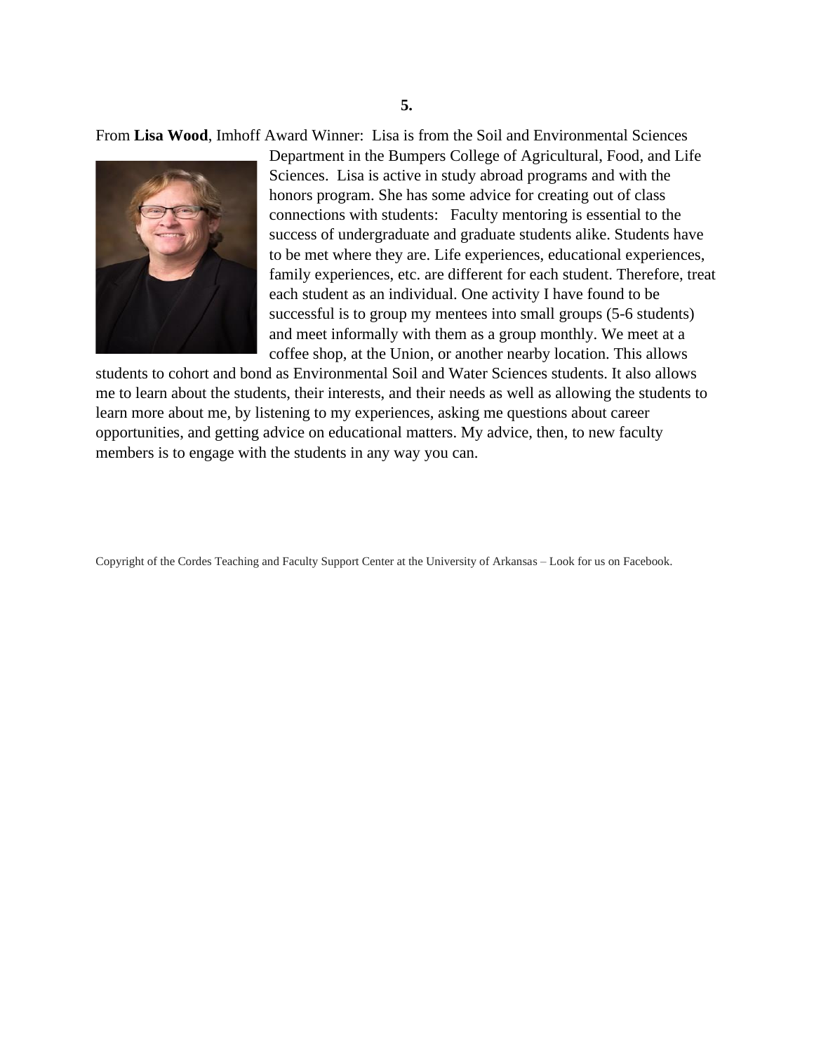**5.**

From **Lisa Wood**, Imhoff Award Winner: Lisa is from the Soil and Environmental Sciences Department in the Bumpers College of Agricultural, Food, and Life Sciences. Lisa is active in study abroad programs and with the honors program. She has some advice for creating out of class connections with students: Faculty mentoring is essential to the success of undergraduate and graduate students alike. Students have to be met where they are. Life experiences, educational experiences, family experiences, etc. are different for each student. Therefore, treat each student as an individual. One activity I have found to be successful is to group my mentees into small groups (5-6 students) and meet informally with them as a group monthly. We meet at a coffee shop, at the Union, or another nearby location. This allows students to cohort and bond as Environmental Soil and Water Sciences students. It also allows me to learn about the students, their interests, and their needs as well as allowing the students to learn more about me, by listening to my experiences, asking me questions about career opportunities, and getting advice on educational matters. My advice, then, to new faculty members is to engage with the students in any way you can.

Copyright of the Cordes Teaching and Faculty Support Center at the University of Arkansas – Look for us on Facebook.